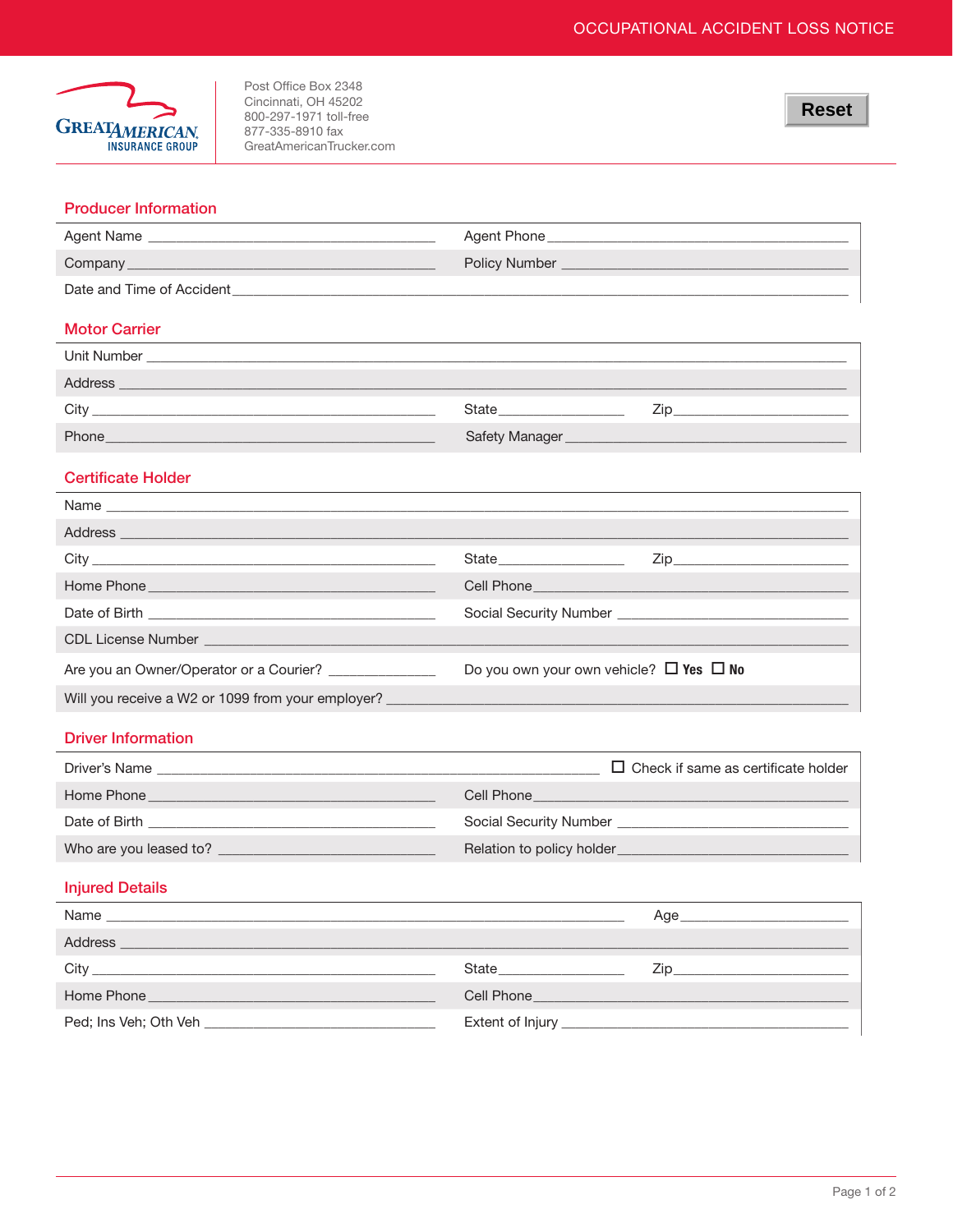# OCCUPATIONAL ACCIDENT LOSS NOTICE

Great American Insurance Group

Post Office Box 2348
Cincinnati, OH 45202
800-297-1971 toll-free
877-335-8910 fax
GreatAmericanTrucker.com

Reset

## Producer Information

Agent Name ______________________ Agent Phone ______________________

Company ______________________ Policy Number ______________________

Date and Time of Accident ______________________

## Motor Carrier

Unit Number ______________________

Address ______________________

City ______________________ State __________ Zip __________

Phone ______________________ Safety Manager ______________________

## Certificate Holder

Name ______________________

Address ______________________

City ______________________ State __________ Zip __________

Home Phone ______________________ Cell Phone ______________________

Date of Birth ______________________ Social Security Number ______________________

CDL License Number ______________________

Are you an Owner/Operator or a Courier? __________ Do you own your own vehicle? ☐ Yes ☐ No

Will you receive a W2 or 1099 from your employer? ______________________

## Driver Information

Driver's Name ______________________ ☐ Check if same as certificate holder

Home Phone ______________________ Cell Phone ______________________

Date of Birth ______________________ Social Security Number ______________________

Who are you leased to? ______________________ Relation to policy holder ______________________

## Injured Details

Name ______________________ Age __________

Address ______________________

City ______________________ State __________ Zip __________

Home Phone ______________________ Cell Phone ______________________

Ped; Ins Veh; Oth Veh ______________________ Extent of Injury ______________________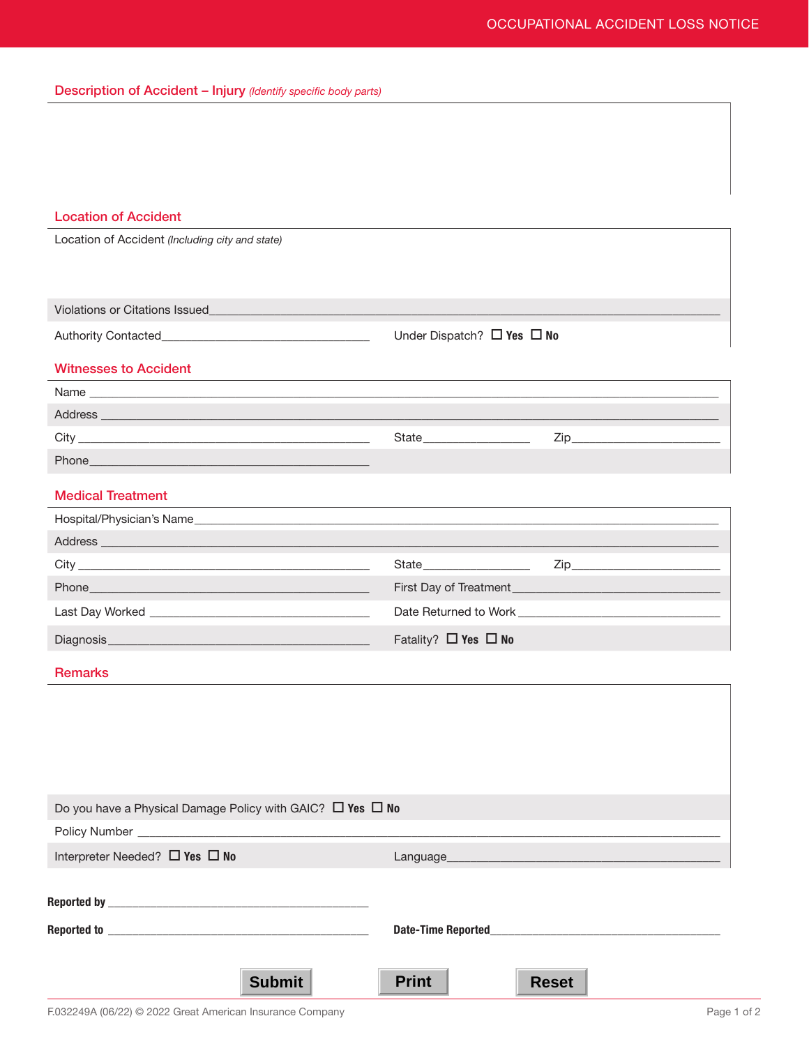## Description of Accident – Injury *(Identify specific body parts)*

## Location of Accident

Location of Accident *(Including city and state)*

Violations or Citations Issued ____________________

Authority Contacted ____________________ Under Dispatch? ☐ **Yes** ☐ **No**

## Witnesses to Accident

Name ____________________

Address ____________________

City ____________________ State ____________________ Zip ____________________

Phone ____________________

## Medical Treatment

Hospital/Physician's Name ____________________

Address ____________________

City ____________________ State ____________________ Zip ____________________

Phone ____________________ First Day of Treatment ____________________

Last Day Worked ____________________ Date Returned to Work ____________________

Diagnosis ____________________ Fatality? ☐ **Yes** ☐ **No**

## Remarks

Do you have a Physical Damage Policy with GAIC? ☐ **Yes** ☐ **No**

Policy Number ____________________

Interpreter Needed? ☐ **Yes** ☐ **No** Language ____________________

**Reported by** ____________________

**Reported to** ____________________ **Date-Time Reported** ____________________

Submit Print Reset

F.032249A (06/22) © 2022 Great American Insurance Company